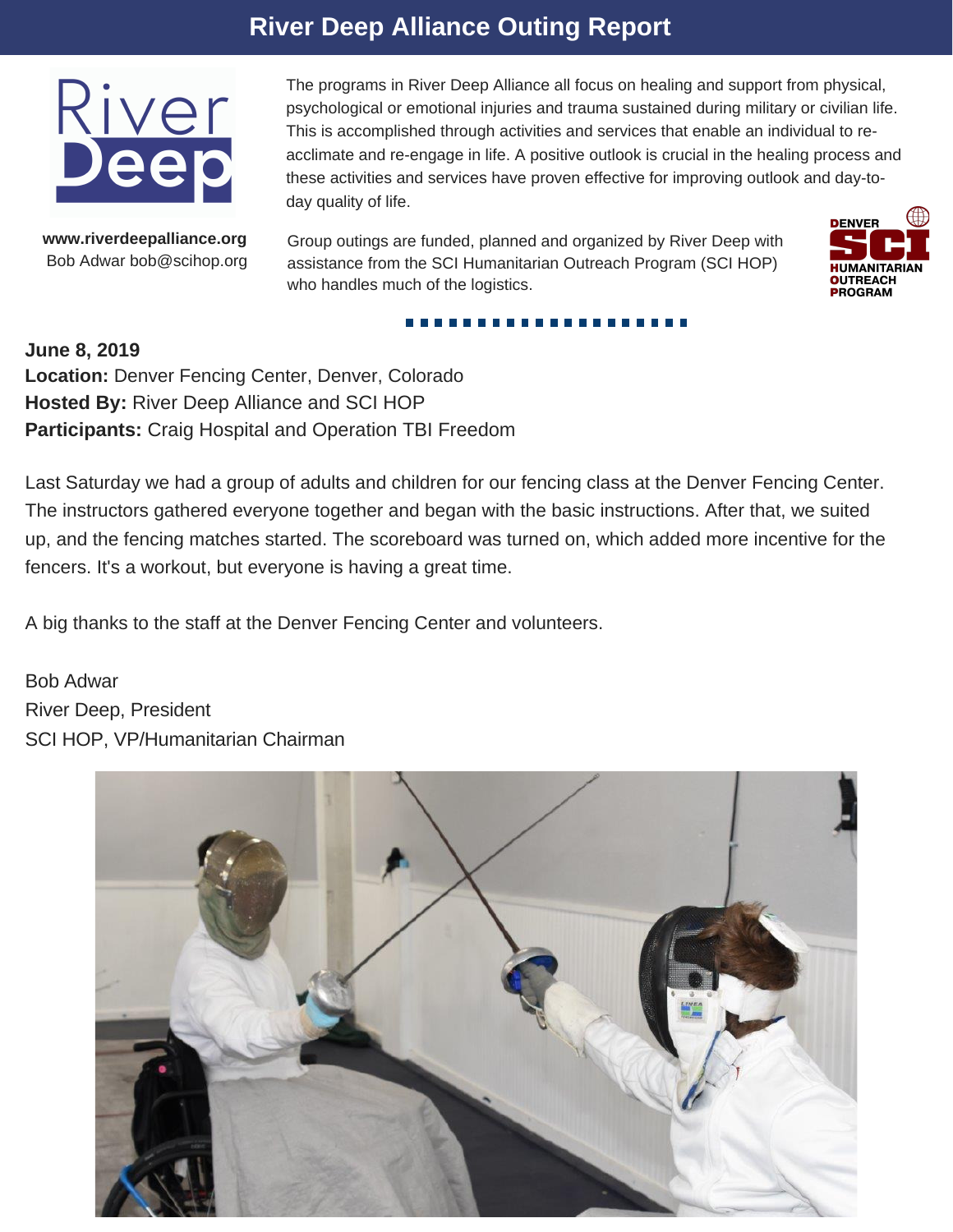# River Deep Alliance Outing Report

The programs in River Deep Alliance all focus on healing and support from physical, psychological or emotional injuries and trauma sustained during military or civilian life. This is accomplished through activities and services that enable an individual to re-acclimate and re-engage in life. A positive outlook is crucial in the healing process and these activities and services have proven effective for improving outlook and day-to-day quality of life.

**www.riverdeepalliance.org**
Bob Adwar bob@scihop.org

Group outings are funded, planned and organized by River Deep with assistance from the SCI Humanitarian Outreach Program (SCI HOP) who handles much of the logistics.

**June 8, 2019**
**Location:** Denver Fencing Center, Denver, Colorado
**Hosted By:** River Deep Alliance and SCI HOP
**Participants:** Craig Hospital and Operation TBI Freedom

Last Saturday we had a group of adults and children for our fencing class at the Denver Fencing Center. The instructors gathered everyone together and began with the basic instructions. After that, we suited up, and the fencing matches started. The scoreboard was turned on, which added more incentive for the fencers. It's a workout, but everyone is having a great time.

A big thanks to the staff at the Denver Fencing Center and volunteers.

Bob Adwar
River Deep, President
SCI HOP, VP/Humanitarian Chairman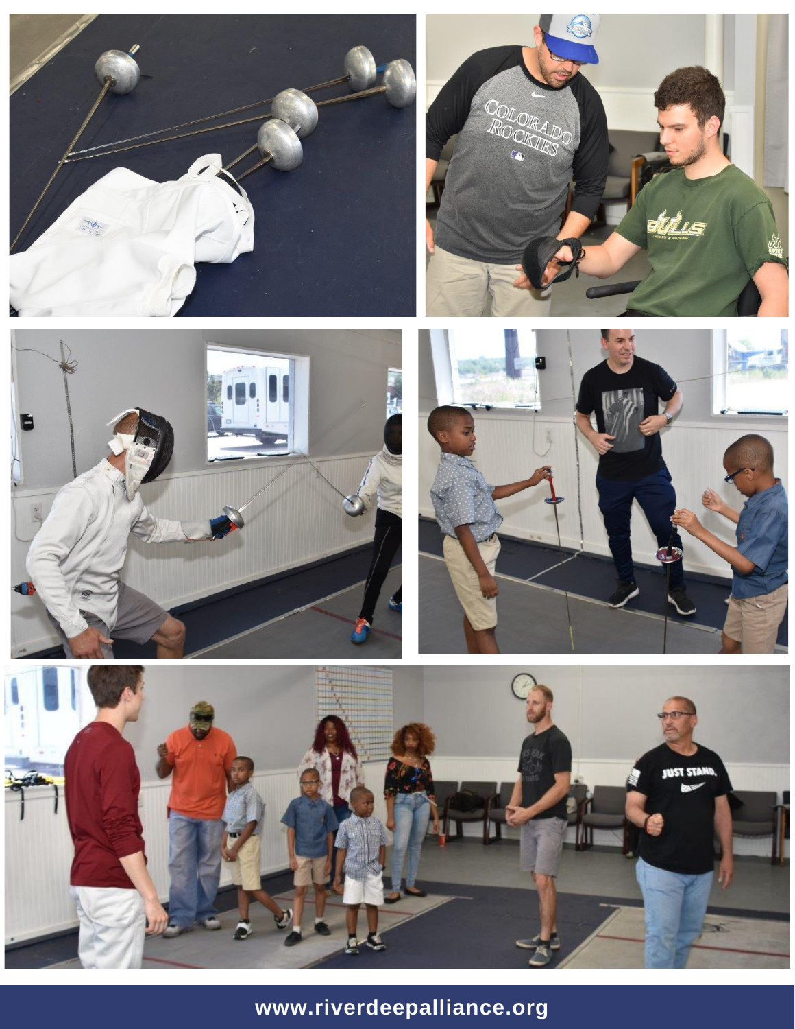www.riverdeepalliance.org